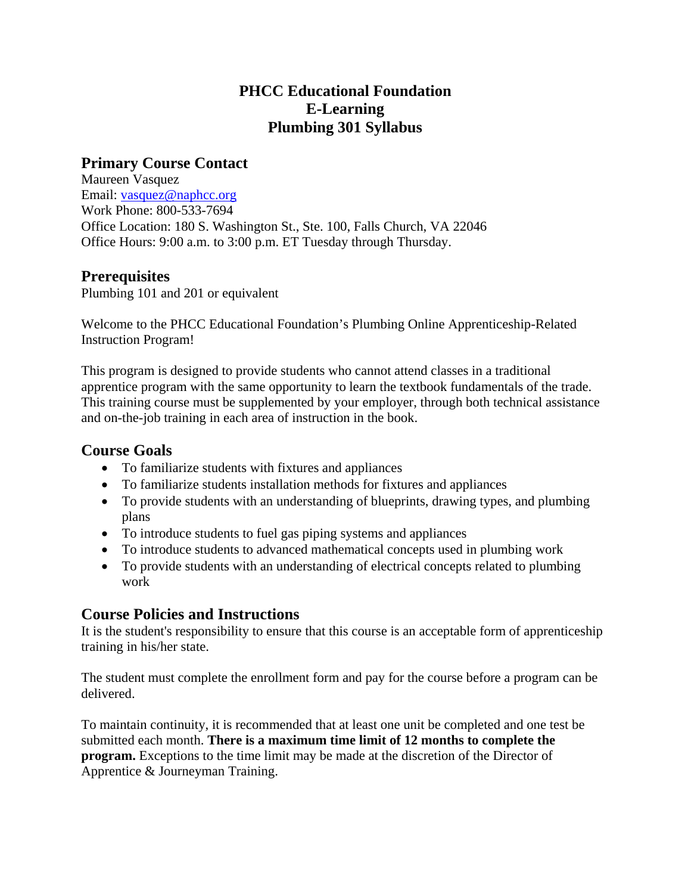# PHCC Educational Foundation
# E-Learning
# Plumbing 301 Syllabus

## Primary Course Contact

Maureen Vasquez
Email: vasquez@naphcc.org
Work Phone: 800-533-7694
Office Location: 180 S. Washington St., Ste. 100, Falls Church, VA 22046
Office Hours: 9:00 a.m. to 3:00 p.m. ET Tuesday through Thursday.

## Prerequisites

Plumbing 101 and 201 or equivalent

Welcome to the PHCC Educational Foundation's Plumbing Online Apprenticeship-Related Instruction Program!

This program is designed to provide students who cannot attend classes in a traditional apprentice program with the same opportunity to learn the textbook fundamentals of the trade. This training course must be supplemented by your employer, through both technical assistance and on-the-job training in each area of instruction in the book.

## Course Goals

- To familiarize students with fixtures and appliances
- To familiarize students installation methods for fixtures and appliances
- To provide students with an understanding of blueprints, drawing types, and plumbing plans
- To introduce students to fuel gas piping systems and appliances
- To introduce students to advanced mathematical concepts used in plumbing work
- To provide students with an understanding of electrical concepts related to plumbing work

## Course Policies and Instructions

It is the student's responsibility to ensure that this course is an acceptable form of apprenticeship training in his/her state.

The student must complete the enrollment form and pay for the course before a program can be delivered.

To maintain continuity, it is recommended that at least one unit be completed and one test be submitted each month. **There is a maximum time limit of 12 months to complete the program.** Exceptions to the time limit may be made at the discretion of the Director of Apprentice & Journeyman Training.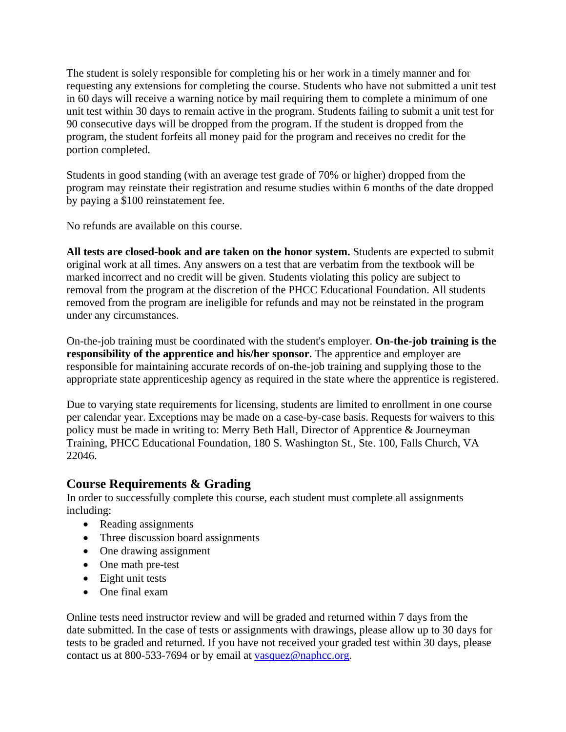The student is solely responsible for completing his or her work in a timely manner and for requesting any extensions for completing the course. Students who have not submitted a unit test in 60 days will receive a warning notice by mail requiring them to complete a minimum of one unit test within 30 days to remain active in the program. Students failing to submit a unit test for 90 consecutive days will be dropped from the program. If the student is dropped from the program, the student forfeits all money paid for the program and receives no credit for the portion completed.

Students in good standing (with an average test grade of 70% or higher) dropped from the program may reinstate their registration and resume studies within 6 months of the date dropped by paying a $100 reinstatement fee.

No refunds are available on this course.

**All tests are closed-book and are taken on the honor system.** Students are expected to submit original work at all times. Any answers on a test that are verbatim from the textbook will be marked incorrect and no credit will be given. Students violating this policy are subject to removal from the program at the discretion of the PHCC Educational Foundation. All students removed from the program are ineligible for refunds and may not be reinstated in the program under any circumstances.

On-the-job training must be coordinated with the student's employer. **On-the-job training is the responsibility of the apprentice and his/her sponsor.** The apprentice and employer are responsible for maintaining accurate records of on-the-job training and supplying those to the appropriate state apprenticeship agency as required in the state where the apprentice is registered.

Due to varying state requirements for licensing, students are limited to enrollment in one course per calendar year. Exceptions may be made on a case-by-case basis. Requests for waivers to this policy must be made in writing to: Merry Beth Hall, Director of Apprentice & Journeyman Training, PHCC Educational Foundation, 180 S. Washington St., Ste. 100, Falls Church, VA 22046.

## Course Requirements & Grading

In order to successfully complete this course, each student must complete all assignments including:

- Reading assignments
- Three discussion board assignments
- One drawing assignment
- One math pre-test
- Eight unit tests
- One final exam

Online tests need instructor review and will be graded and returned within 7 days from the date submitted. In the case of tests or assignments with drawings, please allow up to 30 days for tests to be graded and returned. If you have not received your graded test within 30 days, please contact us at 800-533-7694 or by email at vasquez@naphcc.org.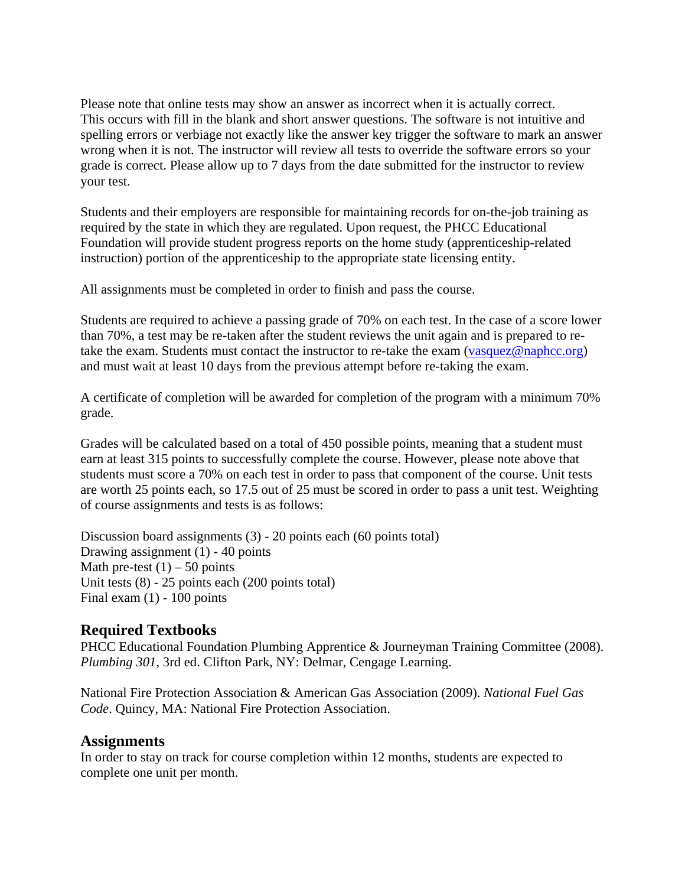Please note that online tests may show an answer as incorrect when it is actually correct. This occurs with fill in the blank and short answer questions. The software is not intuitive and spelling errors or verbiage not exactly like the answer key trigger the software to mark an answer wrong when it is not. The instructor will review all tests to override the software errors so your grade is correct. Please allow up to 7 days from the date submitted for the instructor to review your test.

Students and their employers are responsible for maintaining records for on-the-job training as required by the state in which they are regulated. Upon request, the PHCC Educational Foundation will provide student progress reports on the home study (apprenticeship-related instruction) portion of the apprenticeship to the appropriate state licensing entity.

All assignments must be completed in order to finish and pass the course.

Students are required to achieve a passing grade of 70% on each test. In the case of a score lower than 70%, a test may be re-taken after the student reviews the unit again and is prepared to re-take the exam. Students must contact the instructor to re-take the exam ([vasquez@naphcc.org](mailto:vasquez@naphcc.org)) and must wait at least 10 days from the previous attempt before re-taking the exam.

A certificate of completion will be awarded for completion of the program with a minimum 70% grade.

Grades will be calculated based on a total of 450 possible points, meaning that a student must earn at least 315 points to successfully complete the course. However, please note above that students must score a 70% on each test in order to pass that component of the course. Unit tests are worth 25 points each, so 17.5 out of 25 must be scored in order to pass a unit test. Weighting of course assignments and tests is as follows:

Discussion board assignments (3) - 20 points each (60 points total)
Drawing assignment (1) - 40 points
Math pre-test (1) – 50 points
Unit tests (8) - 25 points each (200 points total)
Final exam (1) - 100 points

## Required Textbooks

PHCC Educational Foundation Plumbing Apprentice & Journeyman Training Committee (2008). *Plumbing 301*, 3rd ed. Clifton Park, NY: Delmar, Cengage Learning.

National Fire Protection Association & American Gas Association (2009). *National Fuel Gas Code*. Quincy, MA: National Fire Protection Association.

## Assignments

In order to stay on track for course completion within 12 months, students are expected to complete one unit per month.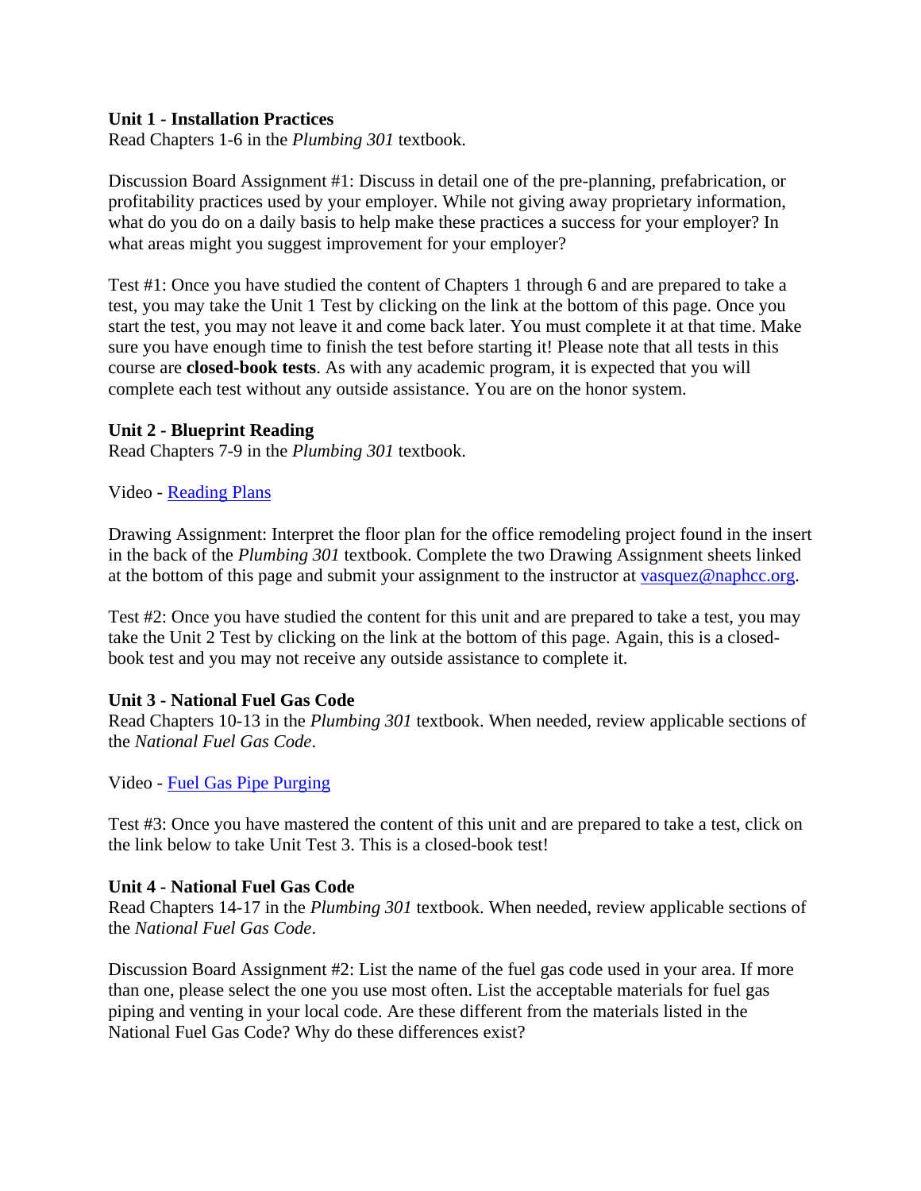**Unit 1 - Installation Practices**
Read Chapters 1-6 in the *Plumbing 301* textbook.

Discussion Board Assignment #1: Discuss in detail one of the pre-planning, prefabrication, or profitability practices used by your employer. While not giving away proprietary information, what do you do on a daily basis to help make these practices a success for your employer? In what areas might you suggest improvement for your employer?

Test #1: Once you have studied the content of Chapters 1 through 6 and are prepared to take a test, you may take the Unit 1 Test by clicking on the link at the bottom of this page. Once you start the test, you may not leave it and come back later. You must complete it at that time. Make sure you have enough time to finish the test before starting it! Please note that all tests in this course are **closed-book tests**. As with any academic program, it is expected that you will complete each test without any outside assistance. You are on the honor system.

**Unit 2 - Blueprint Reading**
Read Chapters 7-9 in the *Plumbing 301* textbook.

Video - Reading Plans

Drawing Assignment: Interpret the floor plan for the office remodeling project found in the insert in the back of the *Plumbing 301* textbook. Complete the two Drawing Assignment sheets linked at the bottom of this page and submit your assignment to the instructor at vasquez@naphcc.org.

Test #2: Once you have studied the content for this unit and are prepared to take a test, you may take the Unit 2 Test by clicking on the link at the bottom of this page. Again, this is a closed-book test and you may not receive any outside assistance to complete it.

**Unit 3 - National Fuel Gas Code**
Read Chapters 10-13 in the *Plumbing 301* textbook. When needed, review applicable sections of the *National Fuel Gas Code*.

Video - Fuel Gas Pipe Purging

Test #3: Once you have mastered the content of this unit and are prepared to take a test, click on the link below to take Unit Test 3. This is a closed-book test!

**Unit 4 - National Fuel Gas Code**
Read Chapters 14-17 in the *Plumbing 301* textbook. When needed, review applicable sections of the *National Fuel Gas Code*.

Discussion Board Assignment #2: List the name of the fuel gas code used in your area. If more than one, please select the one you use most often. List the acceptable materials for fuel gas piping and venting in your local code. Are these different from the materials listed in the National Fuel Gas Code? Why do these differences exist?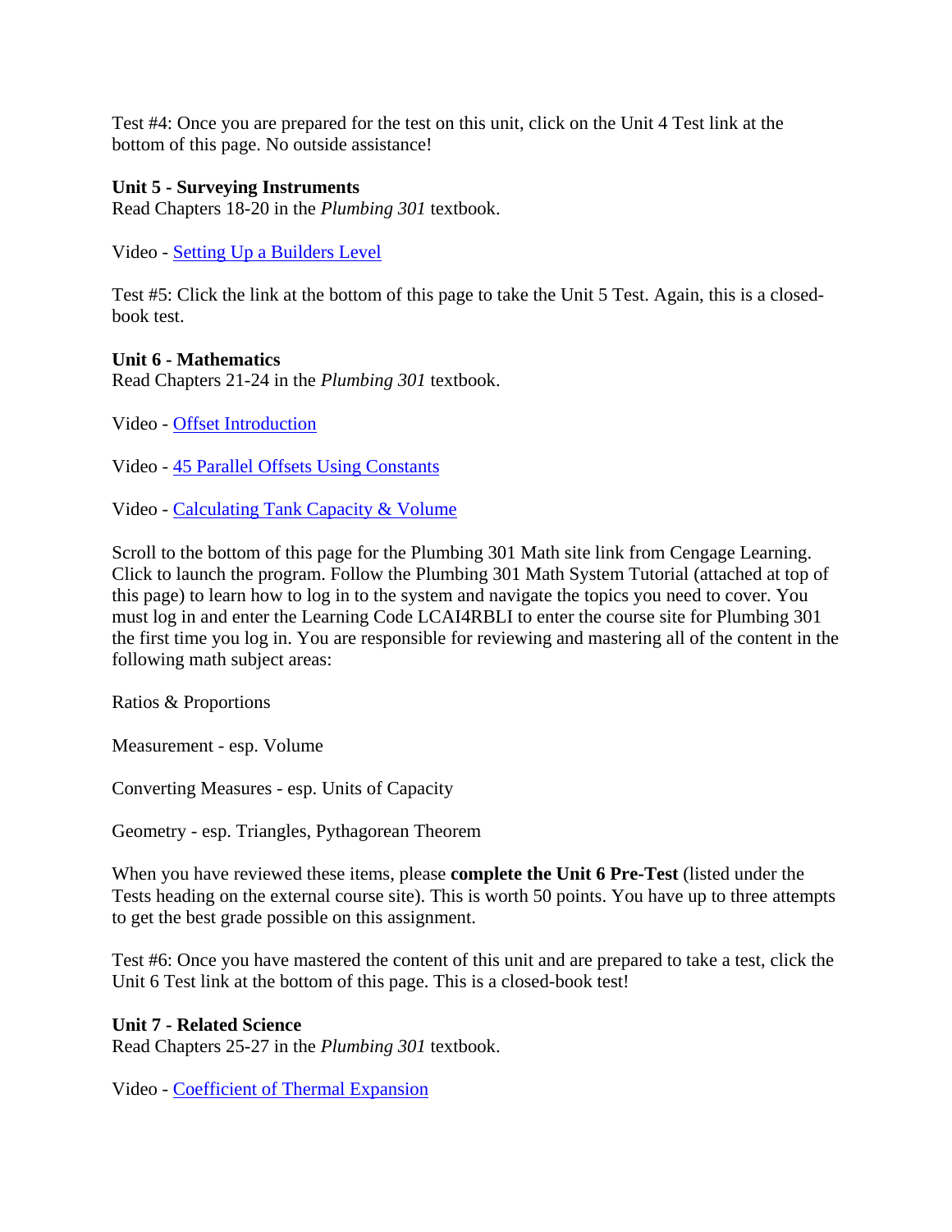Test #4: Once you are prepared for the test on this unit, click on the Unit 4 Test link at the bottom of this page. No outside assistance!

**Unit 5 - Surveying Instruments**
Read Chapters 18-20 in the *Plumbing 301* textbook.

Video - Setting Up a Builders Level

Test #5: Click the link at the bottom of this page to take the Unit 5 Test. Again, this is a closed-book test.

**Unit 6 - Mathematics**
Read Chapters 21-24 in the *Plumbing 301* textbook.

Video - Offset Introduction

Video - 45 Parallel Offsets Using Constants

Video - Calculating Tank Capacity & Volume

Scroll to the bottom of this page for the Plumbing 301 Math site link from Cengage Learning. Click to launch the program. Follow the Plumbing 301 Math System Tutorial (attached at top of this page) to learn how to log in to the system and navigate the topics you need to cover. You must log in and enter the Learning Code LCAI4RBLI to enter the course site for Plumbing 301 the first time you log in. You are responsible for reviewing and mastering all of the content in the following math subject areas:

Ratios & Proportions

Measurement - esp. Volume

Converting Measures - esp. Units of Capacity

Geometry - esp. Triangles, Pythagorean Theorem

When you have reviewed these items, please **complete the Unit 6 Pre-Test** (listed under the Tests heading on the external course site). This is worth 50 points. You have up to three attempts to get the best grade possible on this assignment.

Test #6: Once you have mastered the content of this unit and are prepared to take a test, click the Unit 6 Test link at the bottom of this page. This is a closed-book test!

**Unit 7 - Related Science**
Read Chapters 25-27 in the *Plumbing 301* textbook.

Video - Coefficient of Thermal Expansion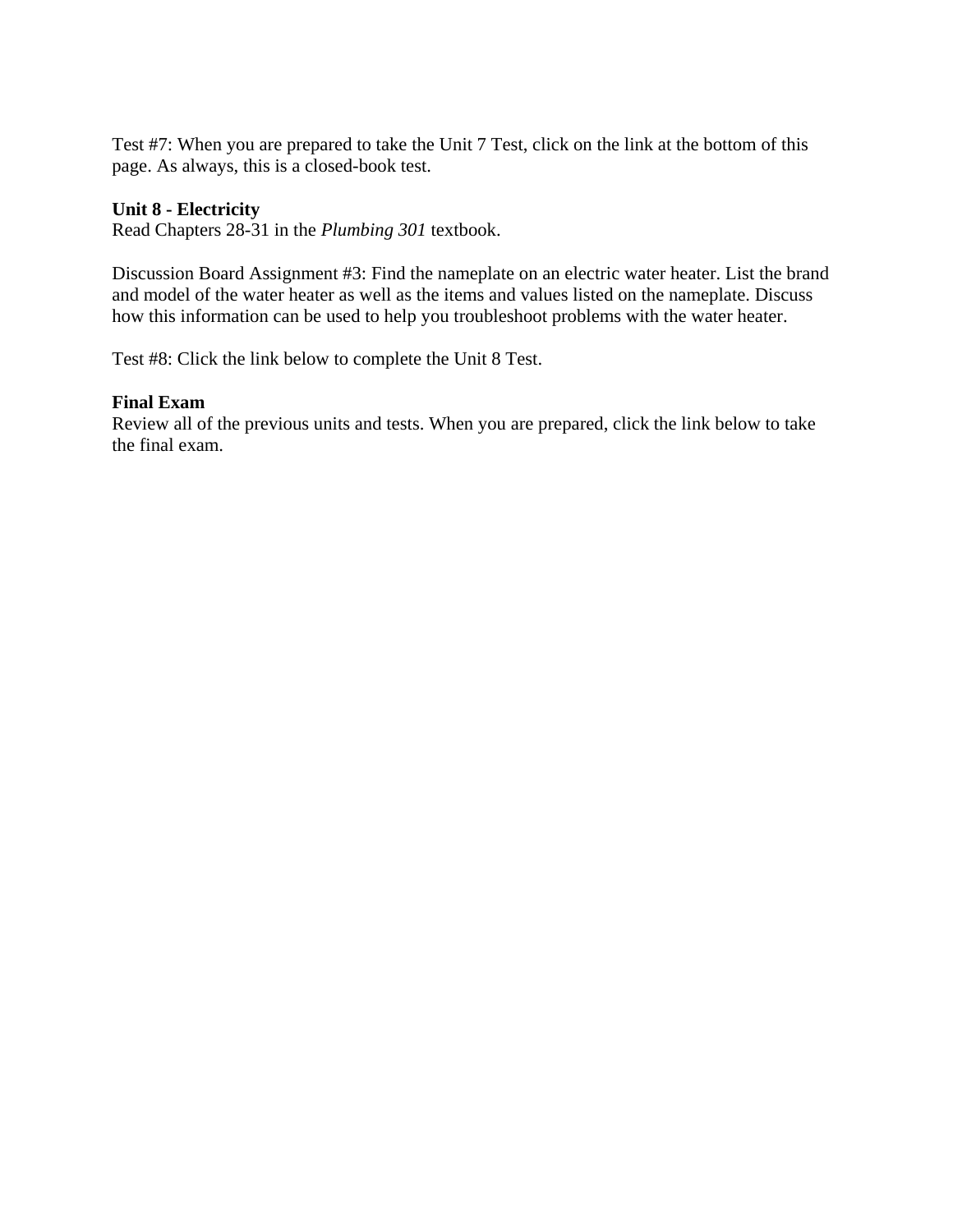Test #7: When you are prepared to take the Unit 7 Test, click on the link at the bottom of this page. As always, this is a closed-book test.

**Unit 8 - Electricity**
Read Chapters 28-31 in the *Plumbing 301* textbook.

Discussion Board Assignment #3: Find the nameplate on an electric water heater. List the brand and model of the water heater as well as the items and values listed on the nameplate. Discuss how this information can be used to help you troubleshoot problems with the water heater.

Test #8: Click the link below to complete the Unit 8 Test.

**Final Exam**
Review all of the previous units and tests. When you are prepared, click the link below to take the final exam.